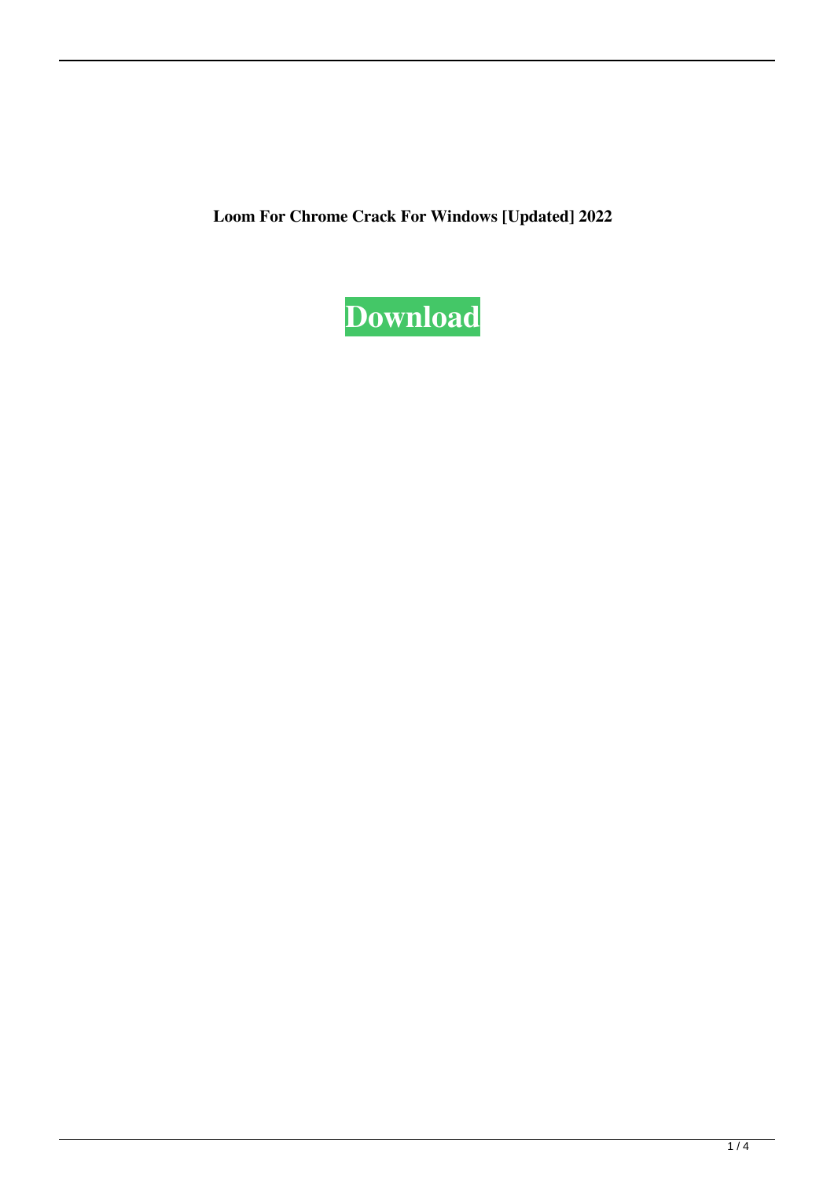**Loom For Chrome Crack For Windows [Updated] 2022**

**Download**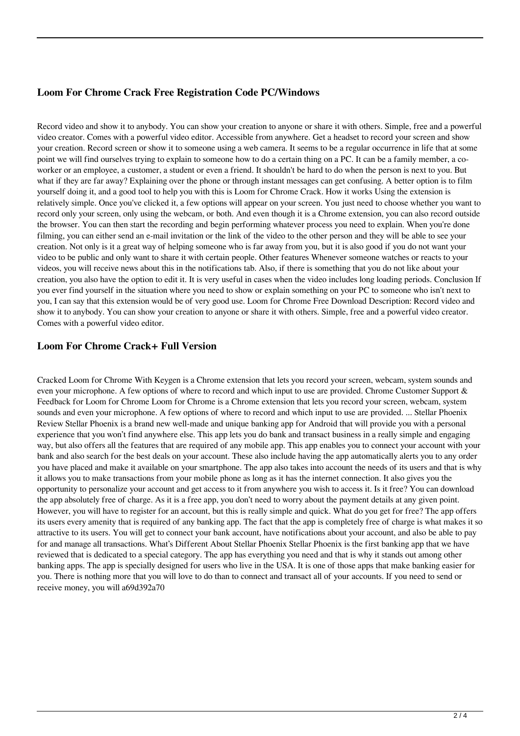## Loom For Chrome Crack Free Registration Code PC/Windows

Record video and show it to anybody. You can show your creation to anyone or share it with others. Simple, free and a powerful video creator. Comes with a powerful video editor. Accessible from anywhere. Get a headset to record your screen and show your creation. Record screen or show it to someone using a web camera. It seems to be a regular occurrence in life that at some point we will find ourselves trying to explain to someone how to do a certain thing on a PC. It can be a family member, a co-worker or an employee, a customer, a student or even a friend. It shouldn't be hard to do when the person is next to you. But what if they are far away? Explaining over the phone or through instant messages can get confusing. A better option is to film yourself doing it, and a good tool to help you with this is Loom for Chrome Crack. How it works Using the extension is relatively simple. Once you've clicked it, a few options will appear on your screen. You just need to choose whether you want to record only your screen, only using the webcam, or both. And even though it is a Chrome extension, you can also record outside the browser. You can then start the recording and begin performing whatever process you need to explain. When you're done filming, you can either send an e-mail invitation or the link of the video to the other person and they will be able to see your creation. Not only is it a great way of helping someone who is far away from you, but it is also good if you do not want your video to be public and only want to share it with certain people. Other features Whenever someone watches or reacts to your videos, you will receive news about this in the notifications tab. Also, if there is something that you do not like about your creation, you also have the option to edit it. It is very useful in cases when the video includes long loading periods. Conclusion If you ever find yourself in the situation where you need to show or explain something on your PC to someone who isn't next to you, I can say that this extension would be of very good use. Loom for Chrome Free Download Description: Record video and show it to anybody. You can show your creation to anyone or share it with others. Simple, free and a powerful video creator. Comes with a powerful video editor.

## Loom For Chrome Crack+ Full Version

Cracked Loom for Chrome With Keygen is a Chrome extension that lets you record your screen, webcam, system sounds and even your microphone. A few options of where to record and which input to use are provided. Chrome Customer Support & Feedback for Loom for Chrome Loom for Chrome is a Chrome extension that lets you record your screen, webcam, system sounds and even your microphone. A few options of where to record and which input to use are provided. ... Stellar Phoenix Review Stellar Phoenix is a brand new well-made and unique banking app for Android that will provide you with a personal experience that you won't find anywhere else. This app lets you do bank and transact business in a really simple and engaging way, but also offers all the features that are required of any mobile app. This app enables you to connect your account with your bank and also search for the best deals on your account. These also include having the app automatically alerts you to any order you have placed and make it available on your smartphone. The app also takes into account the needs of its users and that is why it allows you to make transactions from your mobile phone as long as it has the internet connection. It also gives you the opportunity to personalize your account and get access to it from anywhere you wish to access it. Is it free? You can download the app absolutely free of charge. As it is a free app, you don't need to worry about the payment details at any given point. However, you will have to register for an account, but this is really simple and quick. What do you get for free? The app offers its users every amenity that is required of any banking app. The fact that the app is completely free of charge is what makes it so attractive to its users. You will get to connect your bank account, have notifications about your account, and also be able to pay for and manage all transactions. What's Different About Stellar Phoenix Stellar Phoenix is the first banking app that we have reviewed that is dedicated to a special category. The app has everything you need and that is why it stands out among other banking apps. The app is specially designed for users who live in the USA. It is one of those apps that make banking easier for you. There is nothing more that you will love to do than to connect and transact all of your accounts. If you need to send or receive money, you will a69d392a70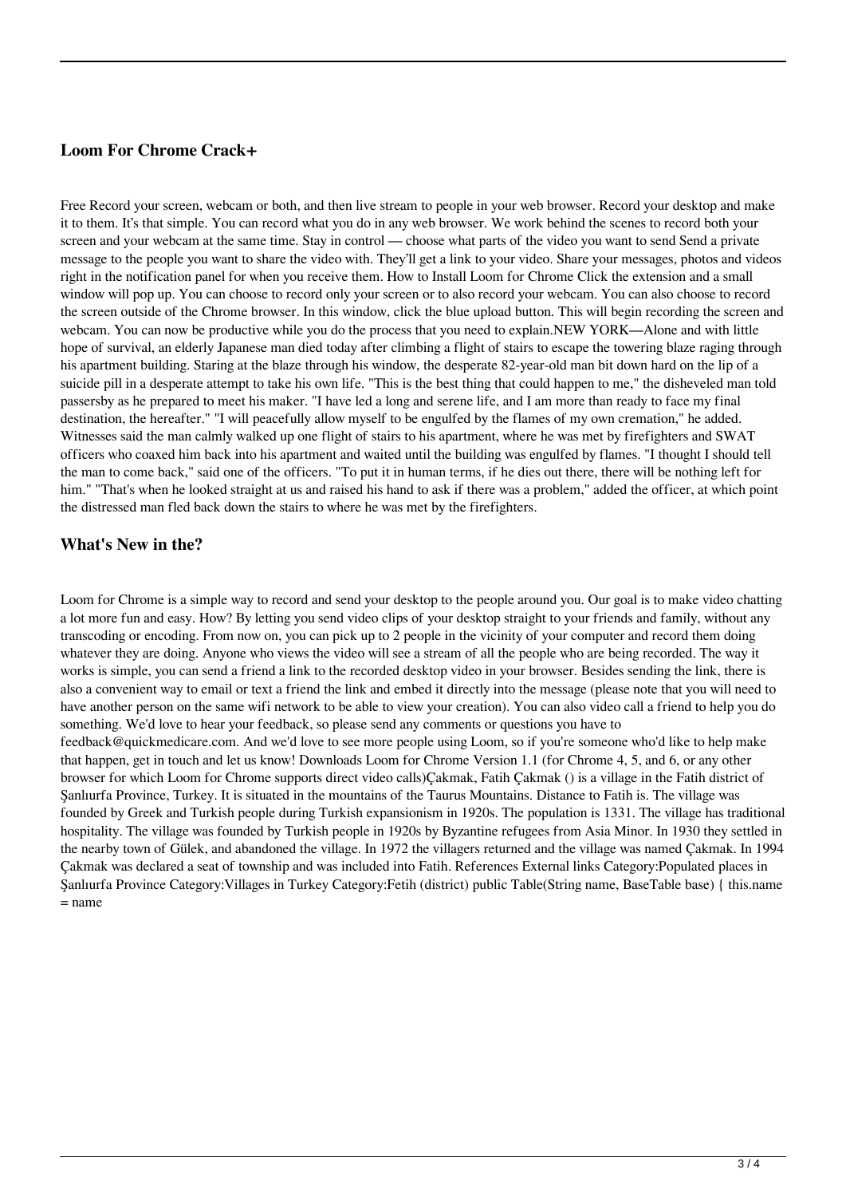## Loom For Chrome Crack+

Free Record your screen, webcam or both, and then live stream to people in your web browser. Record your desktop and make it to them. It's that simple. You can record what you do in any web browser. We work behind the scenes to record both your screen and your webcam at the same time. Stay in control — choose what parts of the video you want to send Send a private message to the people you want to share the video with. They'll get a link to your video. Share your messages, photos and videos right in the notification panel for when you receive them. How to Install Loom for Chrome Click the extension and a small window will pop up. You can choose to record only your screen or to also record your webcam. You can also choose to record the screen outside of the Chrome browser. In this window, click the blue upload button. This will begin recording the screen and webcam. You can now be productive while you do the process that you need to explain.NEW YORK—Alone and with little hope of survival, an elderly Japanese man died today after climbing a flight of stairs to escape the towering blaze raging through his apartment building. Staring at the blaze through his window, the desperate 82-year-old man bit down hard on the lip of a suicide pill in a desperate attempt to take his own life. "This is the best thing that could happen to me," the disheveled man told passersby as he prepared to meet his maker. "I have led a long and serene life, and I am more than ready to face my final destination, the hereafter." "I will peacefully allow myself to be engulfed by the flames of my own cremation," he added. Witnesses said the man calmly walked up one flight of stairs to his apartment, where he was met by firefighters and SWAT officers who coaxed him back into his apartment and waited until the building was engulfed by flames. "I thought I should tell the man to come back," said one of the officers. "To put it in human terms, if he dies out there, there will be nothing left for him." "That's when he looked straight at us and raised his hand to ask if there was a problem," added the officer, at which point the distressed man fled back down the stairs to where he was met by the firefighters.

## What's New in the?

Loom for Chrome is a simple way to record and send your desktop to the people around you. Our goal is to make video chatting a lot more fun and easy. How? By letting you send video clips of your desktop straight to your friends and family, without any transcoding or encoding. From now on, you can pick up to 2 people in the vicinity of your computer and record them doing whatever they are doing. Anyone who views the video will see a stream of all the people who are being recorded. The way it works is simple, you can send a friend a link to the recorded desktop video in your browser. Besides sending the link, there is also a convenient way to email or text a friend the link and embed it directly into the message (please note that you will need to have another person on the same wifi network to be able to view your creation). You can also video call a friend to help you do something. We'd love to hear your feedback, so please send any comments or questions you have to feedback@quickmedicare.com. And we'd love to see more people using Loom, so if you're someone who'd like to help make that happen, get in touch and let us know! Downloads Loom for Chrome Version 1.1 (for Chrome 4, 5, and 6, or any other browser for which Loom for Chrome supports direct video calls)Çakmak, Fatih Çakmak () is a village in the Fatih district of Şanlıurfa Province, Turkey. It is situated in the mountains of the Taurus Mountains. Distance to Fatih is. The village was founded by Greek and Turkish people during Turkish expansionism in 1920s. The population is 1331. The village has traditional hospitality. The village was founded by Turkish people in 1920s by Byzantine refugees from Asia Minor. In 1930 they settled in the nearby town of Gülek, and abandoned the village. In 1972 the villagers returned and the village was named Çakmak. In 1994 Çakmak was declared a seat of township and was included into Fatih. References External links Category:Populated places in Şanlıurfa Province Category:Villages in Turkey Category:Fetih (district) public Table(String name, BaseTable base) { this.name = name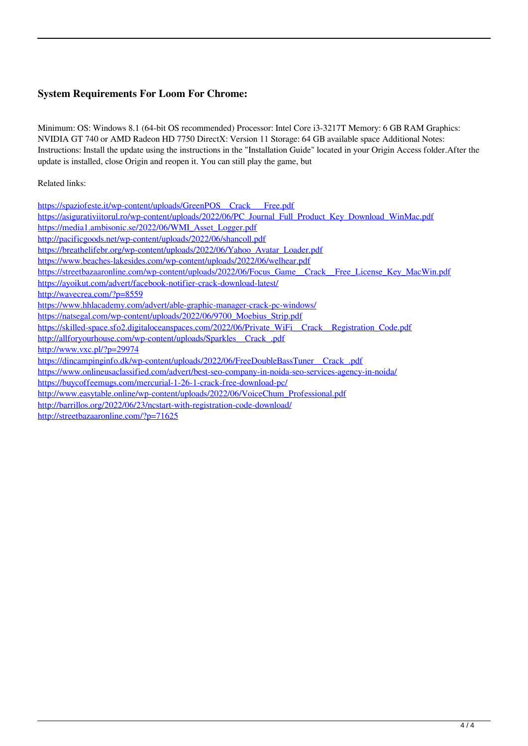### System Requirements For Loom For Chrome:

Minimum: OS: Windows 8.1 (64-bit OS recommended) Processor: Intel Core i3-3217T Memory: 6 GB RAM Graphics: NVIDIA GT 740 or AMD Radeon HD 7750 DirectX: Version 11 Storage: 64 GB available space Additional Notes: Instructions: Install the update using the instructions in the "Installation Guide" located in your Origin Access folder.After the update is installed, close Origin and reopen it. You can still play the game, but

Related links:

https://spaziofeste.it/wp-content/uploads/GreenPOS__Crack___Free.pdf
https://asigurativiitorul.ro/wp-content/uploads/2022/06/PC_Journal_Full_Product_Key_Download_WinMac.pdf
https://media1.ambisonic.se/2022/06/WMI_Asset_Logger.pdf
http://pacificgoods.net/wp-content/uploads/2022/06/shancoll.pdf
https://breathelifebr.org/wp-content/uploads/2022/06/Yahoo_Avatar_Loader.pdf
https://www.beaches-lakesides.com/wp-content/uploads/2022/06/welhear.pdf
https://streetbazaaronline.com/wp-content/uploads/2022/06/Focus_Game__Crack__Free_License_Key_MacWin.pdf
https://ayoikut.com/advert/facebook-notifier-crack-download-latest/
http://wavecrea.com/?p=8559
https://www.hhlacademy.com/advert/able-graphic-manager-crack-pc-windows/
https://natsegal.com/wp-content/uploads/2022/06/9700_Moebius_Strip.pdf
https://skilled-space.sfo2.digitaloceanspaces.com/2022/06/Private_WiFi__Crack__Registration_Code.pdf
http://allforyourhouse.com/wp-content/uploads/Sparkles__Crack_.pdf
http://www.vxc.pl/?p=29974
https://dincampinginfo.dk/wp-content/uploads/2022/06/FreeDoubleBassTuner__Crack_.pdf
https://www.onlineusaclassified.com/advert/best-seo-company-in-noida-seo-services-agency-in-noida/
https://buycoffeemugs.com/mercurial-1-26-1-crack-free-download-pc/
http://www.easytable.online/wp-content/uploads/2022/06/VoiceChum_Professional.pdf
http://barrillos.org/2022/06/23/ncstart-with-registration-code-download/
http://streetbazaaronline.com/?p=71625